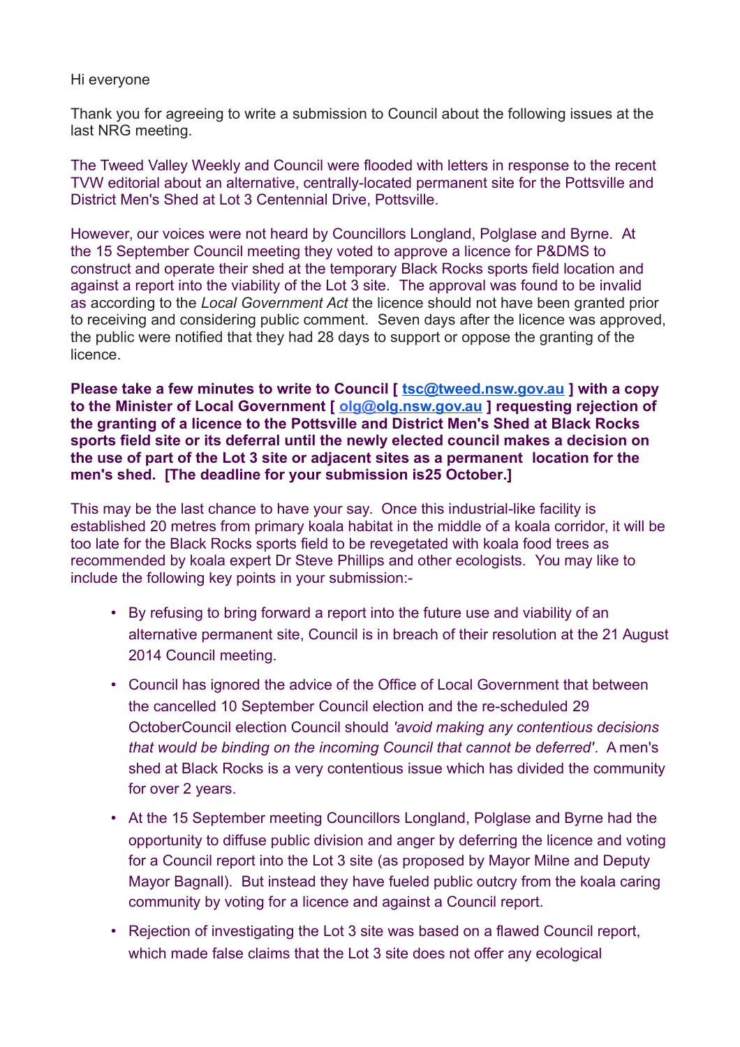Hi everyone

Thank you for agreeing to write a submission to Council about the following issues at the last NRG meeting.

The Tweed Valley Weekly and Council were flooded with letters in response to the recent TVW editorial about an alternative, centrally-located permanent site for the Pottsville and District Men's Shed at Lot 3 Centennial Drive, Pottsville.

However, our voices were not heard by Councillors Longland, Polglase and Byrne. At the 15 September Council meeting they voted to approve a licence for P&DMS to construct and operate their shed at the temporary Black Rocks sports field location and against a report into the viability of the Lot 3 site. The approval was found to be invalid as according to the *Local Government Act* the licence should not have been granted prior to receiving and considering public comment. Seven days after the licence was approved, the public were notified that they had 28 days to support or oppose the granting of the licence.

**Please take a few minutes to write to Council [ tsc@tweed.nsw.gov.au ] with a copy to the Minister of Local Government [ olg@olg.nsw.gov.au ] requesting rejection of the granting of a licence to the Pottsville and District Men's Shed at Black Rocks sports field site or its deferral until the newly elected council makes a decision on the use of part of the Lot 3 site or adjacent sites as a permanent location for the men's shed. [The deadline for your submission is25 October.]**

This may be the last chance to have your say. Once this industrial-like facility is established 20 metres from primary koala habitat in the middle of a koala corridor, it will be too late for the Black Rocks sports field to be revegetated with koala food trees as recommended by koala expert Dr Steve Phillips and other ecologists. You may like to include the following key points in your submission:-

- By refusing to bring forward a report into the future use and viability of an alternative permanent site, Council is in breach of their resolution at the 21 August 2014 Council meeting.
- Council has ignored the advice of the Office of Local Government that between the cancelled 10 September Council election and the re-scheduled 29 OctoberCouncil election Council should *'avoid making any contentious decisions that would be binding on the incoming Council that cannot be deferred'*. A men's shed at Black Rocks is a very contentious issue which has divided the community for over 2 years.
- At the 15 September meeting Councillors Longland, Polglase and Byrne had the opportunity to diffuse public division and anger by deferring the licence and voting for a Council report into the Lot 3 site (as proposed by Mayor Milne and Deputy Mayor Bagnall). But instead they have fueled public outcry from the koala caring community by voting for a licence and against a Council report.
- Rejection of investigating the Lot 3 site was based on a flawed Council report, which made false claims that the Lot 3 site does not offer any ecological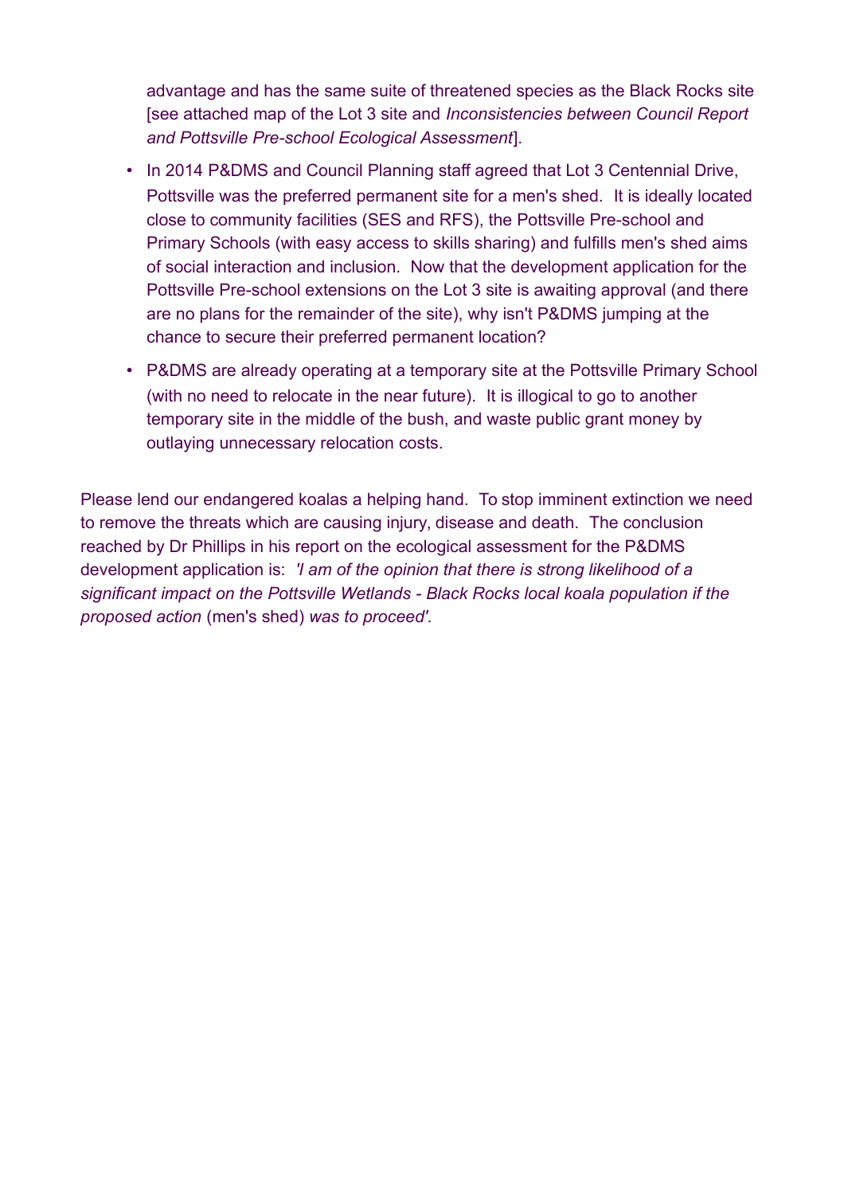advantage and has the same suite of threatened species as the Black Rocks site [see attached map of the Lot 3 site and *Inconsistencies between Council Report and Pottsville Pre-school Ecological Assessment*].

- In 2014 P&DMS and Council Planning staff agreed that Lot 3 Centennial Drive, Pottsville was the preferred permanent site for a men's shed. It is ideally located close to community facilities (SES and RFS), the Pottsville Pre-school and Primary Schools (with easy access to skills sharing) and fulfills men's shed aims of social interaction and inclusion. Now that the development application for the Pottsville Pre-school extensions on the Lot 3 site is awaiting approval (and there are no plans for the remainder of the site), why isn't P&DMS jumping at the chance to secure their preferred permanent location?
- P&DMS are already operating at a temporary site at the Pottsville Primary School (with no need to relocate in the near future). It is illogical to go to another temporary site in the middle of the bush, and waste public grant money by outlaying unnecessary relocation costs.

Please lend our endangered koalas a helping hand. To stop imminent extinction we need to remove the threats which are causing injury, disease and death. The conclusion reached by Dr Phillips in his report on the ecological assessment for the P&DMS development application is: *'I am of the opinion that there is strong likelihood of a significant impact on the Pottsville Wetlands - Black Rocks local koala population if the proposed action* (men's shed) *was to proceed'.*